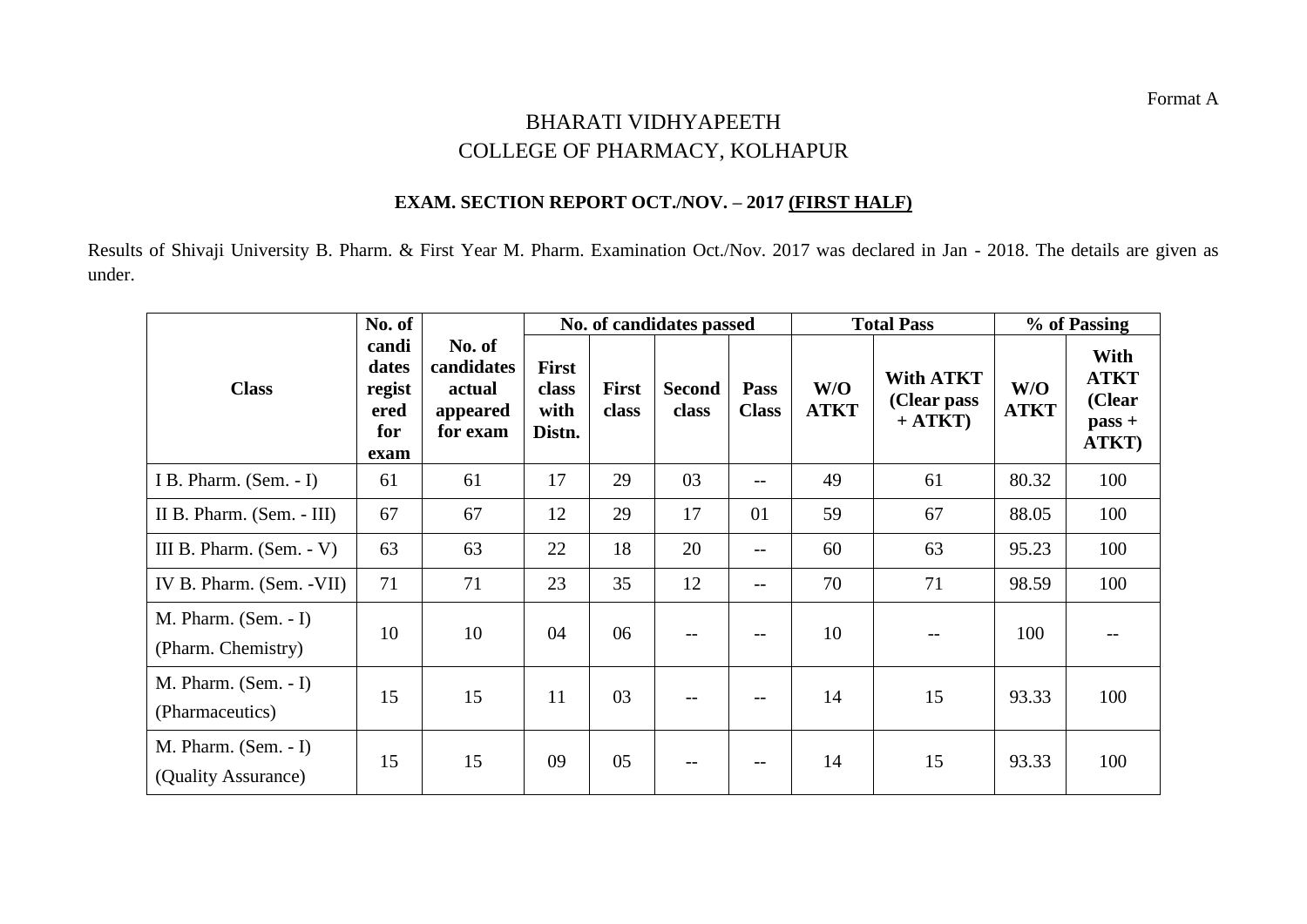Format A

# BHARATI VIDHYAPEETH
# COLLEGE OF PHARMACY, KOLHAPUR

## EXAM. SECTION REPORT OCT./NOV. – 2017 (FIRST HALF)

Results of Shivaji University B. Pharm. & First Year M. Pharm. Examination Oct./Nov. 2017 was declared in Jan - 2018. The details are given as under.

| Class | No. of candidates registered for exam | No. of candidates actual appeared for exam | No. of candidates passed | | | | Total Pass | | % of Passing | |
|---|---|---|---|---|---|---|---|---|---|---|
| | | | First class with Distn. | First class | Second class | Pass Class | W/O ATKT | With ATKT (Clear pass + ATKT) | W/O ATKT | With ATKT (Clear pass + ATKT) |
| I B. Pharm. (Sem. - I) | 61 | 61 | 17 | 29 | 03 | -- | 49 | 61 | 80.32 | 100 |
| II B. Pharm. (Sem. - III) | 67 | 67 | 12 | 29 | 17 | 01 | 59 | 67 | 88.05 | 100 |
| III B. Pharm. (Sem. - V) | 63 | 63 | 22 | 18 | 20 | -- | 60 | 63 | 95.23 | 100 |
| IV B. Pharm. (Sem. -VII) | 71 | 71 | 23 | 35 | 12 | -- | 70 | 71 | 98.59 | 100 |
| M. Pharm. (Sem. - I) (Pharm. Chemistry) | 10 | 10 | 04 | 06 | -- | -- | 10 | -- | 100 | -- |
| M. Pharm. (Sem. - I) (Pharmaceutics) | 15 | 15 | 11 | 03 | -- | -- | 14 | 15 | 93.33 | 100 |
| M. Pharm. (Sem. - I) (Quality Assurance) | 15 | 15 | 09 | 05 | -- | -- | 14 | 15 | 93.33 | 100 |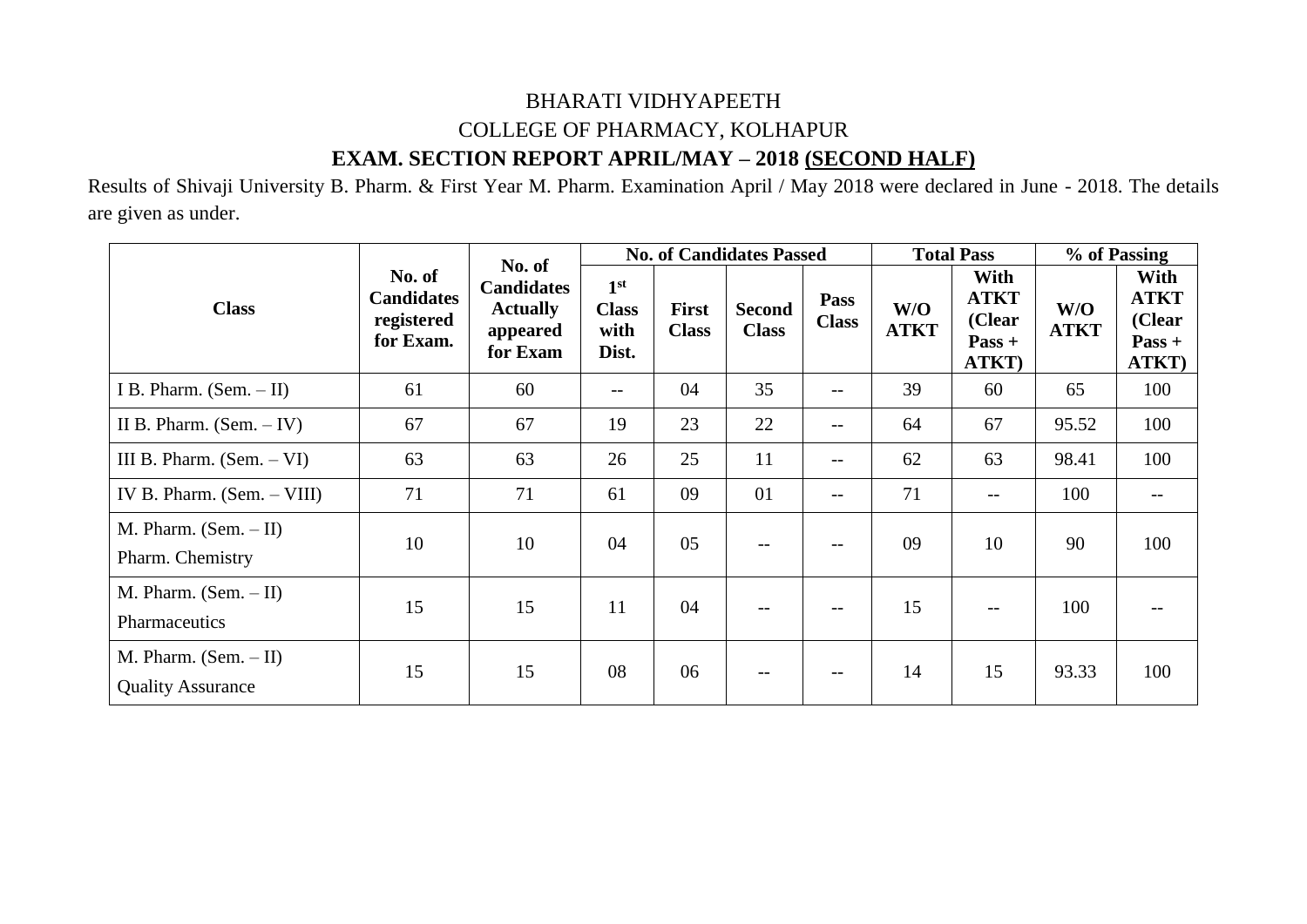BHARATI VIDHYAPEETH

COLLEGE OF PHARMACY, KOLHAPUR

**EXAM. SECTION REPORT APRIL/MAY – 2018 (SECOND HALF)**

Results of Shivaji University B. Pharm. & First Year M. Pharm. Examination April / May 2018 were declared in June - 2018. The details are given as under.

| Class | No. of Candidates registered for Exam. | No. of Candidates Actually appeared for Exam | No. of Candidates Passed | | | | Total Pass | | % of Passing | |
|---|---|---|---|---|---|---|---|---|---|---|
| | | | 1st Class with Dist. | First Class | Second Class | Pass Class | W/O ATKT | With ATKT (Clear Pass + ATKT) | W/O ATKT | With ATKT (Clear Pass + ATKT) |
| I B. Pharm. (Sem. – II) | 61 | 60 | -- | 04 | 35 | -- | 39 | 60 | 65 | 100 |
| II B. Pharm. (Sem. – IV) | 67 | 67 | 19 | 23 | 22 | -- | 64 | 67 | 95.52 | 100 |
| III B. Pharm. (Sem. – VI) | 63 | 63 | 26 | 25 | 11 | -- | 62 | 63 | 98.41 | 100 |
| IV B. Pharm. (Sem. – VIII) | 71 | 71 | 61 | 09 | 01 | -- | 71 | -- | 100 | -- |
| M. Pharm. (Sem. – II) Pharm. Chemistry | 10 | 10 | 04 | 05 | -- | -- | 09 | 10 | 90 | 100 |
| M. Pharm. (Sem. – II) Pharmaceutics | 15 | 15 | 11 | 04 | -- | -- | 15 | -- | 100 | -- |
| M. Pharm. (Sem. – II) Quality Assurance | 15 | 15 | 08 | 06 | -- | -- | 14 | 15 | 93.33 | 100 |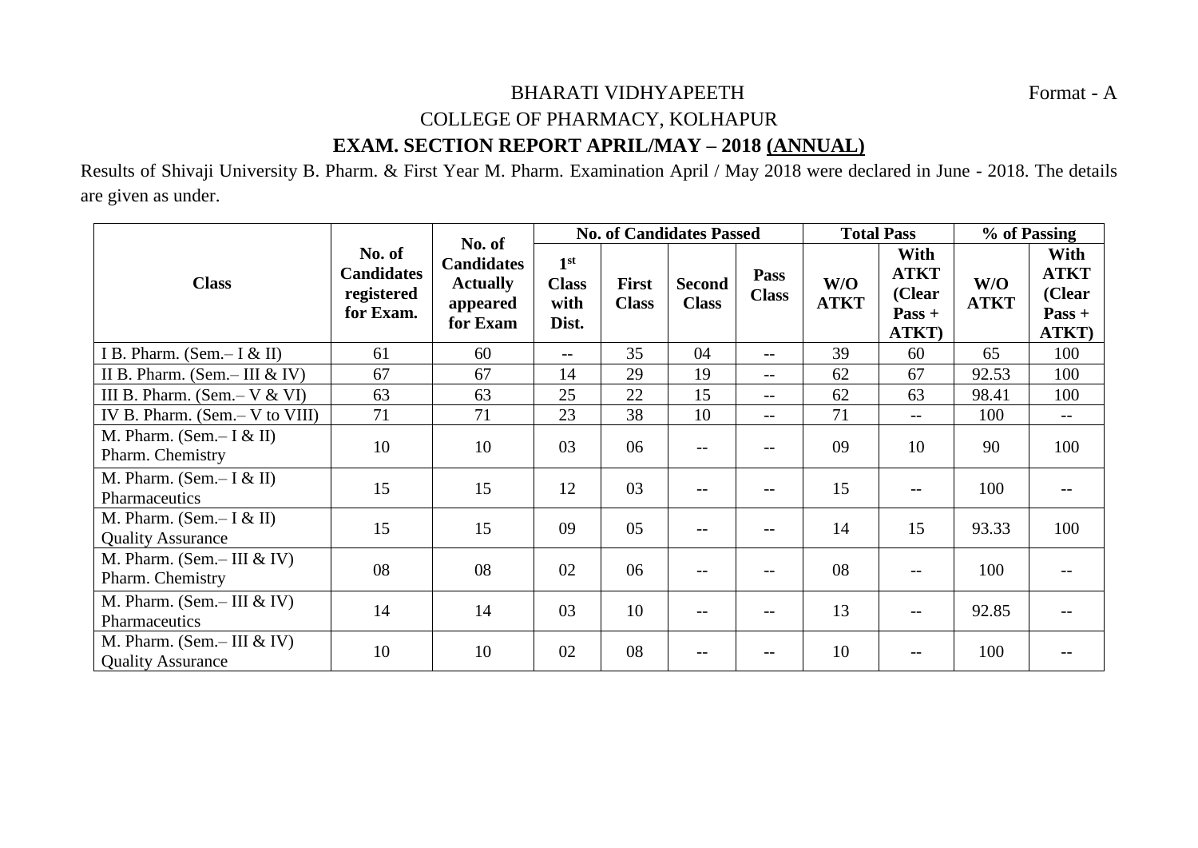BHARATI VIDHYAPEETH

Format - A

COLLEGE OF PHARMACY, KOLHAPUR

**EXAM. SECTION REPORT APRIL/MAY – 2018 <u>(ANNUAL)</u>**

Results of Shivaji University B. Pharm. & First Year M. Pharm. Examination April / May 2018 were declared in June - 2018. The details are given as under.

| Class | No. of Candidates registered for Exam. | No. of Candidates Actually appeared for Exam | No. of Candidates Passed | | | | Total Pass | | % of Passing | |
|---|---|---|---|---|---|---|---|---|---|---|
| | | | 1st Class with Dist. | First Class | Second Class | Pass Class | W/O ATKT | With ATKT (Clear Pass + ATKT) | W/O ATKT | With ATKT (Clear Pass + ATKT) |
| I B. Pharm. (Sem.– I & II) | 61 | 60 | -- | 35 | 04 | -- | 39 | 60 | 65 | 100 |
| II B. Pharm. (Sem.– III & IV) | 67 | 67 | 14 | 29 | 19 | -- | 62 | 67 | 92.53 | 100 |
| III B. Pharm. (Sem.– V & VI) | 63 | 63 | 25 | 22 | 15 | -- | 62 | 63 | 98.41 | 100 |
| IV B. Pharm. (Sem.– V to VIII) | 71 | 71 | 23 | 38 | 10 | -- | 71 | -- | 100 | -- |
| M. Pharm. (Sem.– I & II) Pharm. Chemistry | 10 | 10 | 03 | 06 | -- | -- | 09 | 10 | 90 | 100 |
| M. Pharm. (Sem.– I & II) Pharmaceutics | 15 | 15 | 12 | 03 | -- | -- | 15 | -- | 100 | -- |
| M. Pharm. (Sem.– I & II) Quality Assurance | 15 | 15 | 09 | 05 | -- | -- | 14 | 15 | 93.33 | 100 |
| M. Pharm. (Sem.– III & IV) Pharm. Chemistry | 08 | 08 | 02 | 06 | -- | -- | 08 | -- | 100 | -- |
| M. Pharm. (Sem.– III & IV) Pharmaceutics | 14 | 14 | 03 | 10 | -- | -- | 13 | -- | 92.85 | -- |
| M. Pharm. (Sem.– III & IV) Quality Assurance | 10 | 10 | 02 | 08 | -- | -- | 10 | -- | 100 | -- |